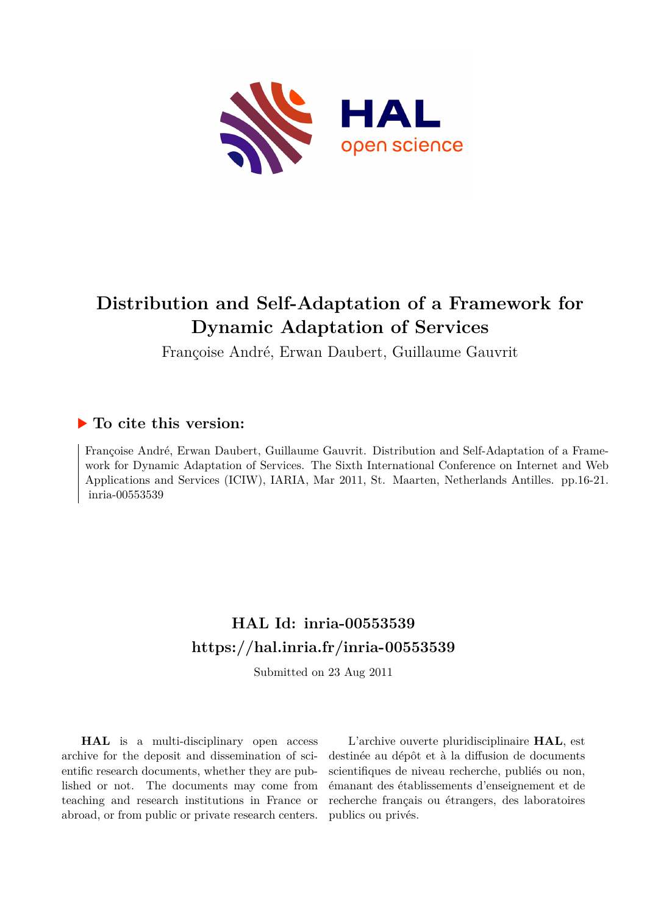# Distribution and Self-Adaptation of a Framework for Dynamic Adaptation of Services

Françoise André, Erwan Daubert, Guillaume Gauvrit

## ▶ To cite this version:

Françoise André, Erwan Daubert, Guillaume Gauvrit. Distribution and Self-Adaptation of a Framework for Dynamic Adaptation of Services. The Sixth International Conference on Internet and Web Applications and Services (ICIW), IARIA, Mar 2011, St. Maarten, Netherlands Antilles. pp.16-21. inria-00553539

## HAL Id: inria-00553539
## https://hal.inria.fr/inria-00553539

Submitted on 23 Aug 2011

**HAL** is a multi-disciplinary open access archive for the deposit and dissemination of scientific research documents, whether they are published or not. The documents may come from teaching and research institutions in France or abroad, or from public or private research centers.

L'archive ouverte pluridisciplinaire **HAL**, est destinée au dépôt et à la diffusion de documents scientifiques de niveau recherche, publiés ou non, émanant des établissements d'enseignement et de recherche français ou étrangers, des laboratoires publics ou privés.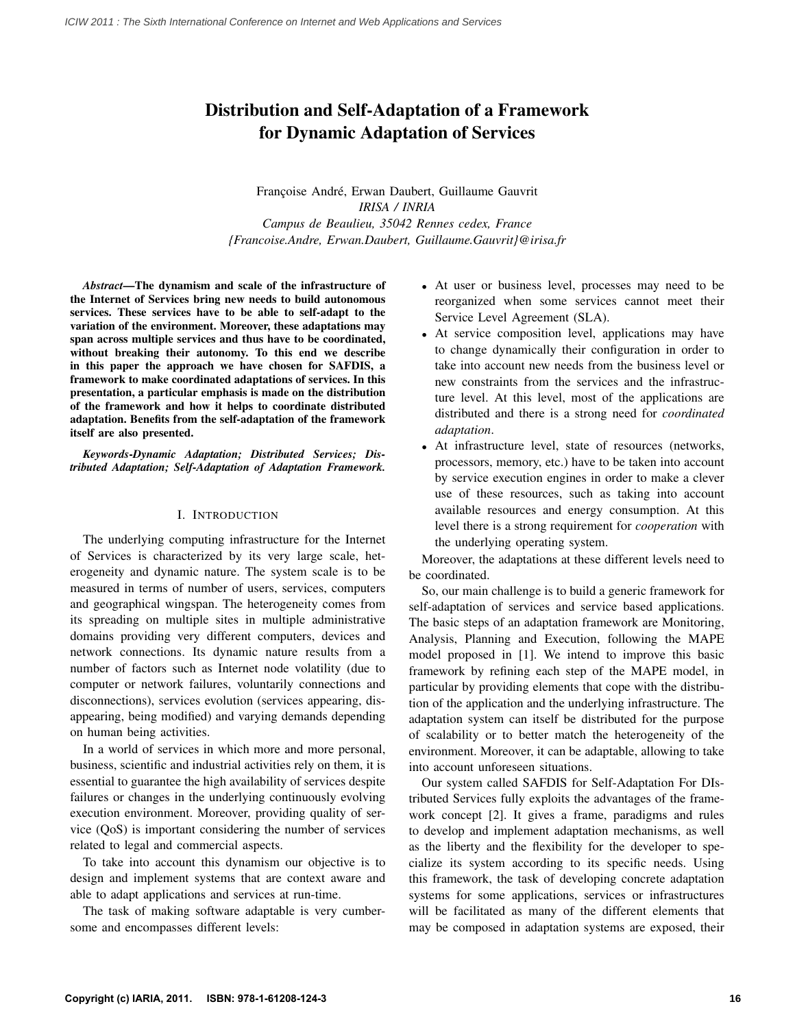# Distribution and Self-Adaptation of a Framework for Dynamic Adaptation of Services

Françoise André, Erwan Daubert, Guillaume Gauvrit
*IRISA / INRIA*
*Campus de Beaulieu, 35042 Rennes cedex, France*
*{Francoise.Andre, Erwan.Daubert, Guillaume.Gauvrit}@irisa.fr*

***Abstract*—The dynamism and scale of the infrastructure of the Internet of Services bring new needs to build autonomous services. These services have to be able to self-adapt to the variation of the environment. Moreover, these adaptations may span across multiple services and thus have to be coordinated, without breaking their autonomy. To this end we describe in this paper the approach we have chosen for SAFDIS, a framework to make coordinated adaptations of services. In this presentation, a particular emphasis is made on the distribution of the framework and how it helps to coordinate distributed adaptation. Benefits from the self-adaptation of the framework itself are also presented.**

***Keywords-Dynamic Adaptation; Distributed Services; Distributed Adaptation; Self-Adaptation of Adaptation Framework.***

## I. Introduction

The underlying computing infrastructure for the Internet of Services is characterized by its very large scale, heterogeneity and dynamic nature. The system scale is to be measured in terms of number of users, services, computers and geographical wingspan. The heterogeneity comes from its spreading on multiple sites in multiple administrative domains providing very different computers, devices and network connections. Its dynamic nature results from a number of factors such as Internet node volatility (due to computer or network failures, voluntarily connections and disconnections), services evolution (services appearing, disappearing, being modified) and varying demands depending on human being activities.

In a world of services in which more and more personal, business, scientific and industrial activities rely on them, it is essential to guarantee the high availability of services despite failures or changes in the underlying continuously evolving execution environment. Moreover, providing quality of service (QoS) is important considering the number of services related to legal and commercial aspects.

To take into account this dynamism our objective is to design and implement systems that are context aware and able to adapt applications and services at run-time.

The task of making software adaptable is very cumbersome and encompasses different levels:

- At user or business level, processes may need to be reorganized when some services cannot meet their Service Level Agreement (SLA).
- At service composition level, applications may have to change dynamically their configuration in order to take into account new needs from the business level or new constraints from the services and the infrastructure level. At this level, most of the applications are distributed and there is a strong need for *coordinated adaptation*.
- At infrastructure level, state of resources (networks, processors, memory, etc.) have to be taken into account by service execution engines in order to make a clever use of these resources, such as taking into account available resources and energy consumption. At this level there is a strong requirement for *cooperation* with the underlying operating system.

Moreover, the adaptations at these different levels need to be coordinated.

So, our main challenge is to build a generic framework for self-adaptation of services and service based applications. The basic steps of an adaptation framework are Monitoring, Analysis, Planning and Execution, following the MAPE model proposed in [1]. We intend to improve this basic framework by refining each step of the MAPE model, in particular by providing elements that cope with the distribution of the application and the underlying infrastructure. The adaptation system can itself be distributed for the purpose of scalability or to better match the heterogeneity of the environment. Moreover, it can be adaptable, allowing to take into account unforeseen situations.

Our system called SAFDIS for Self-Adaptation For DIstributed Services fully exploits the advantages of the framework concept [2]. It gives a frame, paradigms and rules to develop and implement adaptation mechanisms, as well as the liberty and the flexibility for the developer to specialize its system according to its specific needs. Using this framework, the task of developing concrete adaptation systems for some applications, services or infrastructures will be facilitated as many of the different elements that may be composed in adaptation systems are exposed, their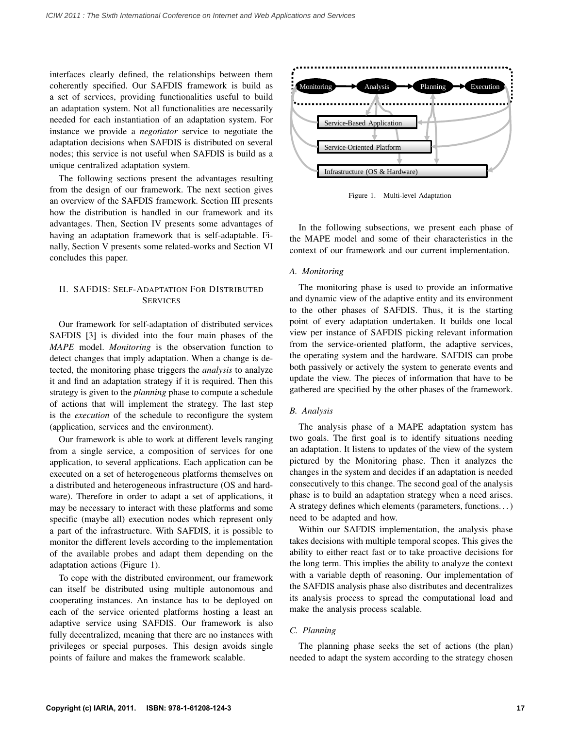interfaces clearly defined, the relationships between them coherently specified. Our SAFDIS framework is build as a set of services, providing functionalities useful to build an adaptation system. Not all functionalities are necessarily needed for each instantiation of an adaptation system. For instance we provide a *negotiator* service to negotiate the adaptation decisions when SAFDIS is distributed on several nodes; this service is not useful when SAFDIS is build as a unique centralized adaptation system.

The following sections present the advantages resulting from the design of our framework. The next section gives an overview of the SAFDIS framework. Section III presents how the distribution is handled in our framework and its advantages. Then, Section IV presents some advantages of having an adaptation framework that is self-adaptable. Finally, Section V presents some related-works and Section VI concludes this paper.

## II. SAFDIS: Self-Adaptation For DIstributed Services

Our framework for self-adaptation of distributed services SAFDIS [3] is divided into the four main phases of the *MAPE* model. *Monitoring* is the observation function to detect changes that imply adaptation. When a change is detected, the monitoring phase triggers the *analysis* to analyze it and find an adaptation strategy if it is required. Then this strategy is given to the *planning* phase to compute a schedule of actions that will implement the strategy. The last step is the *execution* of the schedule to reconfigure the system (application, services and the environment).

Our framework is able to work at different levels ranging from a single service, a composition of services for one application, to several applications. Each application can be executed on a set of heterogeneous platforms themselves on a distributed and heterogeneous infrastructure (OS and hardware). Therefore in order to adapt a set of applications, it may be necessary to interact with these platforms and some specific (maybe all) execution nodes which represent only a part of the infrastructure. With SAFDIS, it is possible to monitor the different levels according to the implementation of the available probes and adapt them depending on the adaptation actions (Figure 1).

To cope with the distributed environment, our framework can itself be distributed using multiple autonomous and cooperating instances. An instance has to be deployed on each of the service oriented platforms hosting a least an adaptive service using SAFDIS. Our framework is also fully decentralized, meaning that there are no instances with privileges or special purposes. This design avoids single points of failure and makes the framework scalable.

Monitoring
Analysis
Planning
Execution
Service-Based Application
Service-Oriented Platform
Infrastructure (OS & Hardware)

Figure 1. Multi-level Adaptation

In the following subsections, we present each phase of the MAPE model and some of their characteristics in the context of our framework and our current implementation.

### A. Monitoring

The monitoring phase is used to provide an informative and dynamic view of the adaptive entity and its environment to the other phases of SAFDIS. Thus, it is the starting point of every adaptation undertaken. It builds one local view per instance of SAFDIS picking relevant information from the service-oriented platform, the adaptive services, the operating system and the hardware. SAFDIS can probe both passively or actively the system to generate events and update the view. The pieces of information that have to be gathered are specified by the other phases of the framework.

### B. Analysis

The analysis phase of a MAPE adaptation system has two goals. The first goal is to identify situations needing an adaptation. It listens to updates of the view of the system pictured by the Monitoring phase. Then it analyzes the changes in the system and decides if an adaptation is needed consecutively to this change. The second goal of the analysis phase is to build an adaptation strategy when a need arises. A strategy defines which elements (parameters, functions...) need to be adapted and how.

Within our SAFDIS implementation, the analysis phase takes decisions with multiple temporal scopes. This gives the ability to either react fast or to take proactive decisions for the long term. This implies the ability to analyze the context with a variable depth of reasoning. Our implementation of the SAFDIS analysis phase also distributes and decentralizes its analysis process to spread the computational load and make the analysis process scalable.

### C. Planning

The planning phase seeks the set of actions (the plan) needed to adapt the system according to the strategy chosen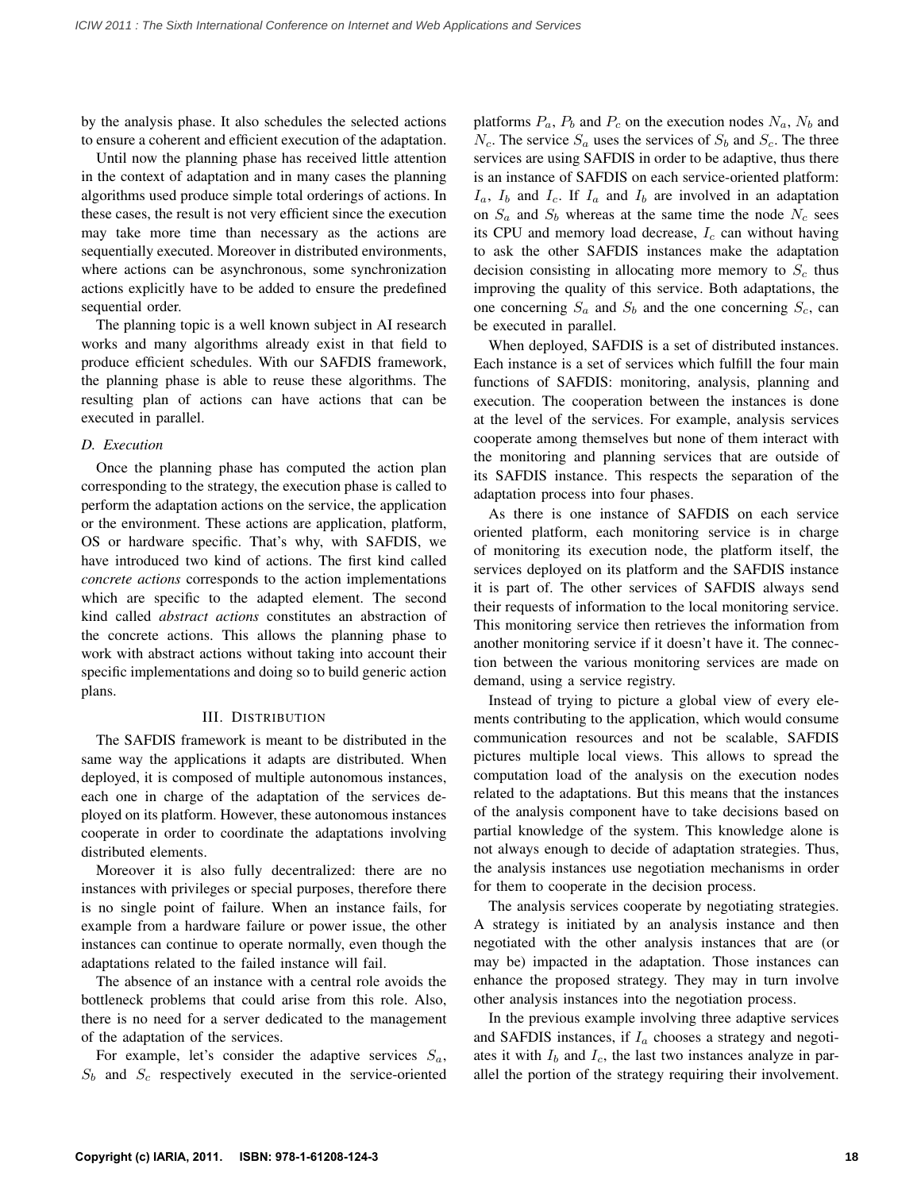by the analysis phase. It also schedules the selected actions to ensure a coherent and efficient execution of the adaptation.

Until now the planning phase has received little attention in the context of adaptation and in many cases the planning algorithms used produce simple total orderings of actions. In these cases, the result is not very efficient since the execution may take more time than necessary as the actions are sequentially executed. Moreover in distributed environments, where actions can be asynchronous, some synchronization actions explicitly have to be added to ensure the predefined sequential order.

The planning topic is a well known subject in AI research works and many algorithms already exist in that field to produce efficient schedules. With our SAFDIS framework, the planning phase is able to reuse these algorithms. The resulting plan of actions can have actions that can be executed in parallel.

### D. Execution

Once the planning phase has computed the action plan corresponding to the strategy, the execution phase is called to perform the adaptation actions on the service, the application or the environment. These actions are application, platform, OS or hardware specific. That's why, with SAFDIS, we have introduced two kind of actions. The first kind called *concrete actions* corresponds to the action implementations which are specific to the adapted element. The second kind called *abstract actions* constitutes an abstraction of the concrete actions. This allows the planning phase to work with abstract actions without taking into account their specific implementations and doing so to build generic action plans.

## III. Distribution

The SAFDIS framework is meant to be distributed in the same way the applications it adapts are distributed. When deployed, it is composed of multiple autonomous instances, each one in charge of the adaptation of the services deployed on its platform. However, these autonomous instances cooperate in order to coordinate the adaptations involving distributed elements.

Moreover it is also fully decentralized: there are no instances with privileges or special purposes, therefore there is no single point of failure. When an instance fails, for example from a hardware failure or power issue, the other instances can continue to operate normally, even though the adaptations related to the failed instance will fail.

The absence of an instance with a central role avoids the bottleneck problems that could arise from this role. Also, there is no need for a server dedicated to the management of the adaptation of the services.

For example, let's consider the adaptive services $S_a$, $S_b$ and $S_c$ respectively executed in the service-oriented platforms $P_a$, $P_b$ and $P_c$ on the execution nodes $N_a$, $N_b$ and $N_c$. The service $S_a$ uses the services of $S_b$ and $S_c$. The three services are using SAFDIS in order to be adaptive, thus there is an instance of SAFDIS on each service-oriented platform: $I_a$, $I_b$ and $I_c$. If $I_a$ and $I_b$ are involved in an adaptation on $S_a$ and $S_b$ whereas at the same time the node $N_c$ sees its CPU and memory load decrease, $I_c$ can without having to ask the other SAFDIS instances make the adaptation decision consisting in allocating more memory to $S_c$ thus improving the quality of this service. Both adaptations, the one concerning $S_a$ and $S_b$ and the one concerning $S_c$, can be executed in parallel.

When deployed, SAFDIS is a set of distributed instances. Each instance is a set of services which fulfill the four main functions of SAFDIS: monitoring, analysis, planning and execution. The cooperation between the instances is done at the level of the services. For example, analysis services cooperate among themselves but none of them interact with the monitoring and planning services that are outside of its SAFDIS instance. This respects the separation of the adaptation process into four phases.

As there is one instance of SAFDIS on each service oriented platform, each monitoring service is in charge of monitoring its execution node, the platform itself, the services deployed on its platform and the SAFDIS instance it is part of. The other services of SAFDIS always send their requests of information to the local monitoring service. This monitoring service then retrieves the information from another monitoring service if it doesn't have it. The connection between the various monitoring services are made on demand, using a service registry.

Instead of trying to picture a global view of every elements contributing to the application, which would consume communication resources and not be scalable, SAFDIS pictures multiple local views. This allows to spread the computation load of the analysis on the execution nodes related to the adaptations. But this means that the instances of the analysis component have to take decisions based on partial knowledge of the system. This knowledge alone is not always enough to decide of adaptation strategies. Thus, the analysis instances use negotiation mechanisms in order for them to cooperate in the decision process.

The analysis services cooperate by negotiating strategies. A strategy is initiated by an analysis instance and then negotiated with the other analysis instances that are (or may be) impacted in the adaptation. Those instances can enhance the proposed strategy. They may in turn involve other analysis instances into the negotiation process.

In the previous example involving three adaptive services and SAFDIS instances, if $I_a$ chooses a strategy and negotiates it with $I_b$ and $I_c$, the last two instances analyze in parallel the portion of the strategy requiring their involvement.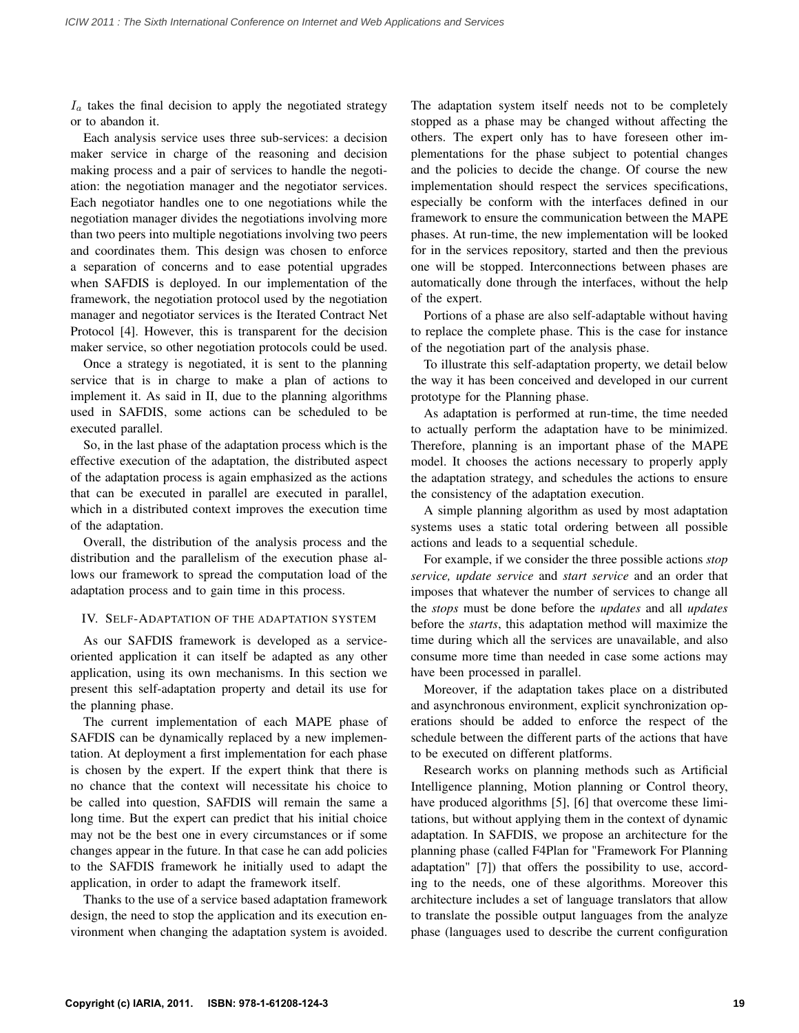$I_a$ takes the final decision to apply the negotiated strategy or to abandon it.

Each analysis service uses three sub-services: a decision maker service in charge of the reasoning and decision making process and a pair of services to handle the negotiation: the negotiation manager and the negotiator services. Each negotiator handles one to one negotiations while the negotiation manager divides the negotiations involving more than two peers into multiple negotiations involving two peers and coordinates them. This design was chosen to enforce a separation of concerns and to ease potential upgrades when SAFDIS is deployed. In our implementation of the framework, the negotiation protocol used by the negotiation manager and negotiator services is the Iterated Contract Net Protocol [4]. However, this is transparent for the decision maker service, so other negotiation protocols could be used.

Once a strategy is negotiated, it is sent to the planning service that is in charge to make a plan of actions to implement it. As said in II, due to the planning algorithms used in SAFDIS, some actions can be scheduled to be executed parallel.

So, in the last phase of the adaptation process which is the effective execution of the adaptation, the distributed aspect of the adaptation process is again emphasized as the actions that can be executed in parallel are executed in parallel, which in a distributed context improves the execution time of the adaptation.

Overall, the distribution of the analysis process and the distribution and the parallelism of the execution phase allows our framework to spread the computation load of the adaptation process and to gain time in this process.

## IV. Self-Adaptation of the adaptation system

As our SAFDIS framework is developed as a service-oriented application it can itself be adapted as any other application, using its own mechanisms. In this section we present this self-adaptation property and detail its use for the planning phase.

The current implementation of each MAPE phase of SAFDIS can be dynamically replaced by a new implementation. At deployment a first implementation for each phase is chosen by the expert. If the expert think that there is no chance that the context will necessitate his choice to be called into question, SAFDIS will remain the same a long time. But the expert can predict that his initial choice may not be the best one in every circumstances or if some changes appear in the future. In that case he can add policies to the SAFDIS framework he initially used to adapt the application, in order to adapt the framework itself.

Thanks to the use of a service based adaptation framework design, the need to stop the application and its execution environment when changing the adaptation system is avoided. The adaptation system itself needs not to be completely stopped as a phase may be changed without affecting the others. The expert only has to have foreseen other implementations for the phase subject to potential changes and the policies to decide the change. Of course the new implementation should respect the services specifications, especially be conform with the interfaces defined in our framework to ensure the communication between the MAPE phases. At run-time, the new implementation will be looked for in the services repository, started and then the previous one will be stopped. Interconnections between phases are automatically done through the interfaces, without the help of the expert.

Portions of a phase are also self-adaptable without having to replace the complete phase. This is the case for instance of the negotiation part of the analysis phase.

To illustrate this self-adaptation property, we detail below the way it has been conceived and developed in our current prototype for the Planning phase.

As adaptation is performed at run-time, the time needed to actually perform the adaptation have to be minimized. Therefore, planning is an important phase of the MAPE model. It chooses the actions necessary to properly apply the adaptation strategy, and schedules the actions to ensure the consistency of the adaptation execution.

A simple planning algorithm as used by most adaptation systems uses a static total ordering between all possible actions and leads to a sequential schedule.

For example, if we consider the three possible actions *stop service, update service* and *start service* and an order that imposes that whatever the number of services to change all the *stops* must be done before the *updates* and all *updates* before the *starts*, this adaptation method will maximize the time during which all the services are unavailable, and also consume more time than needed in case some actions may have been processed in parallel.

Moreover, if the adaptation takes place on a distributed and asynchronous environment, explicit synchronization operations should be added to enforce the respect of the schedule between the different parts of the actions that have to be executed on different platforms.

Research works on planning methods such as Artificial Intelligence planning, Motion planning or Control theory, have produced algorithms [5], [6] that overcome these limitations, but without applying them in the context of dynamic adaptation. In SAFDIS, we propose an architecture for the planning phase (called F4Plan for "Framework For Planning adaptation" [7]) that offers the possibility to use, according to the needs, one of these algorithms. Moreover this architecture includes a set of language translators that allow to translate the possible output languages from the analyze phase (languages used to describe the current configuration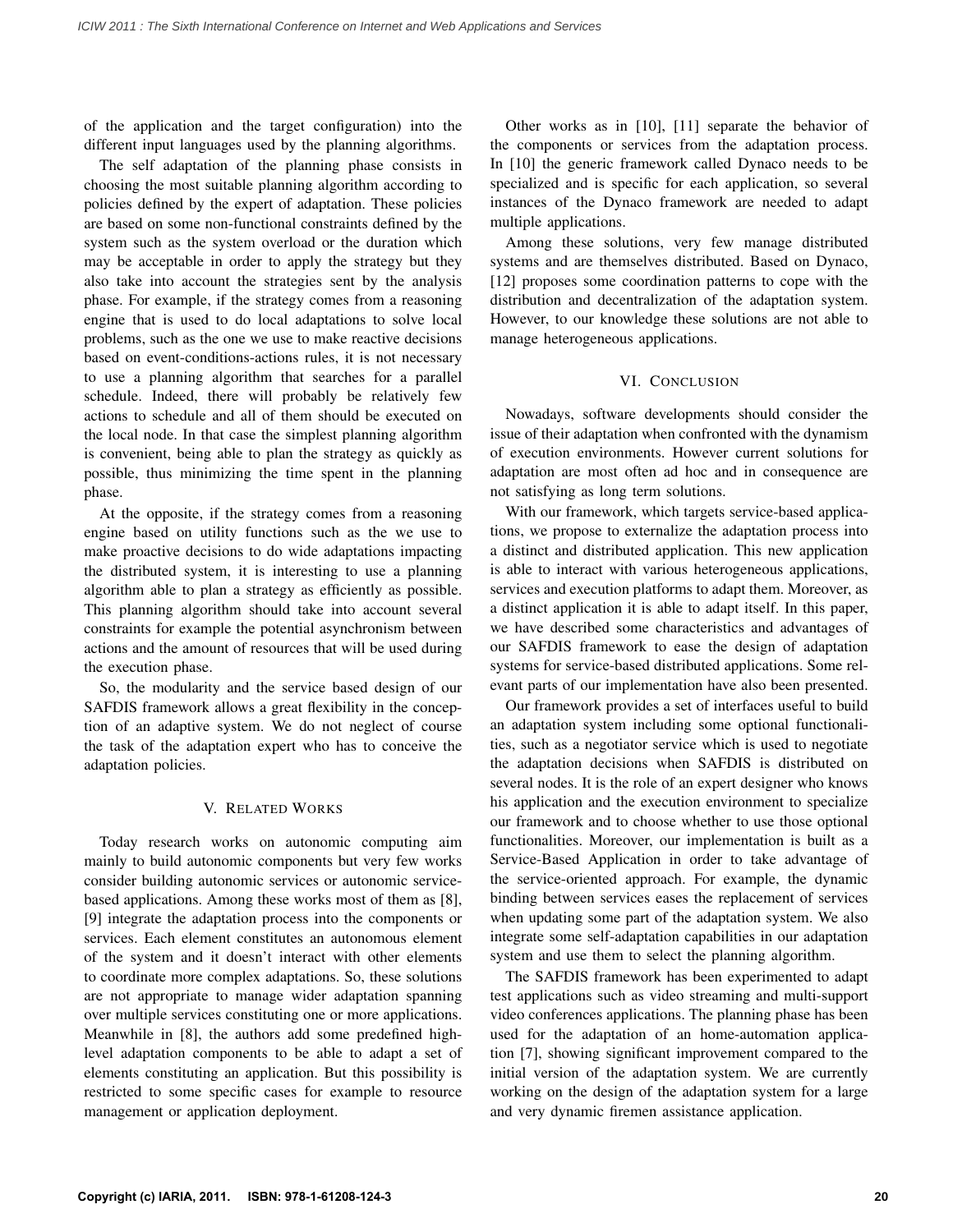of the application and the target configuration) into the different input languages used by the planning algorithms.

The self adaptation of the planning phase consists in choosing the most suitable planning algorithm according to policies defined by the expert of adaptation. These policies are based on some non-functional constraints defined by the system such as the system overload or the duration which may be acceptable in order to apply the strategy but they also take into account the strategies sent by the analysis phase. For example, if the strategy comes from a reasoning engine that is used to do local adaptations to solve local problems, such as the one we use to make reactive decisions based on event-conditions-actions rules, it is not necessary to use a planning algorithm that searches for a parallel schedule. Indeed, there will probably be relatively few actions to schedule and all of them should be executed on the local node. In that case the simplest planning algorithm is convenient, being able to plan the strategy as quickly as possible, thus minimizing the time spent in the planning phase.

At the opposite, if the strategy comes from a reasoning engine based on utility functions such as the we use to make proactive decisions to do wide adaptations impacting the distributed system, it is interesting to use a planning algorithm able to plan a strategy as efficiently as possible. This planning algorithm should take into account several constraints for example the potential asynchronism between actions and the amount of resources that will be used during the execution phase.

So, the modularity and the service based design of our SAFDIS framework allows a great flexibility in the conception of an adaptive system. We do not neglect of course the task of the adaptation expert who has to conceive the adaptation policies.

## V. Related Works

Today research works on autonomic computing aim mainly to build autonomic components but very few works consider building autonomic services or autonomic service-based applications. Among these works most of them as [8], [9] integrate the adaptation process into the components or services. Each element constitutes an autonomous element of the system and it doesn't interact with other elements to coordinate more complex adaptations. So, these solutions are not appropriate to manage wider adaptation spanning over multiple services constituting one or more applications. Meanwhile in [8], the authors add some predefined high-level adaptation components to be able to adapt a set of elements constituting an application. But this possibility is restricted to some specific cases for example to resource management or application deployment.

Other works as in [10], [11] separate the behavior of the components or services from the adaptation process. In [10] the generic framework called Dynaco needs to be specialized and is specific for each application, so several instances of the Dynaco framework are needed to adapt multiple applications.

Among these solutions, very few manage distributed systems and are themselves distributed. Based on Dynaco, [12] proposes some coordination patterns to cope with the distribution and decentralization of the adaptation system. However, to our knowledge these solutions are not able to manage heterogeneous applications.

## VI. Conclusion

Nowadays, software developments should consider the issue of their adaptation when confronted with the dynamism of execution environments. However current solutions for adaptation are most often ad hoc and in consequence are not satisfying as long term solutions.

With our framework, which targets service-based applications, we propose to externalize the adaptation process into a distinct and distributed application. This new application is able to interact with various heterogeneous applications, services and execution platforms to adapt them. Moreover, as a distinct application it is able to adapt itself. In this paper, we have described some characteristics and advantages of our SAFDIS framework to ease the design of adaptation systems for service-based distributed applications. Some relevant parts of our implementation have also been presented.

Our framework provides a set of interfaces useful to build an adaptation system including some optional functionalities, such as a negotiator service which is used to negotiate the adaptation decisions when SAFDIS is distributed on several nodes. It is the role of an expert designer who knows his application and the execution environment to specialize our framework and to choose whether to use those optional functionalities. Moreover, our implementation is built as a Service-Based Application in order to take advantage of the service-oriented approach. For example, the dynamic binding between services eases the replacement of services when updating some part of the adaptation system. We also integrate some self-adaptation capabilities in our adaptation system and use them to select the planning algorithm.

The SAFDIS framework has been experimented to adapt test applications such as video streaming and multi-support video conferences applications. The planning phase has been used for the adaptation of an home-automation application [7], showing significant improvement compared to the initial version of the adaptation system. We are currently working on the design of the adaptation system for a large and very dynamic firemen assistance application.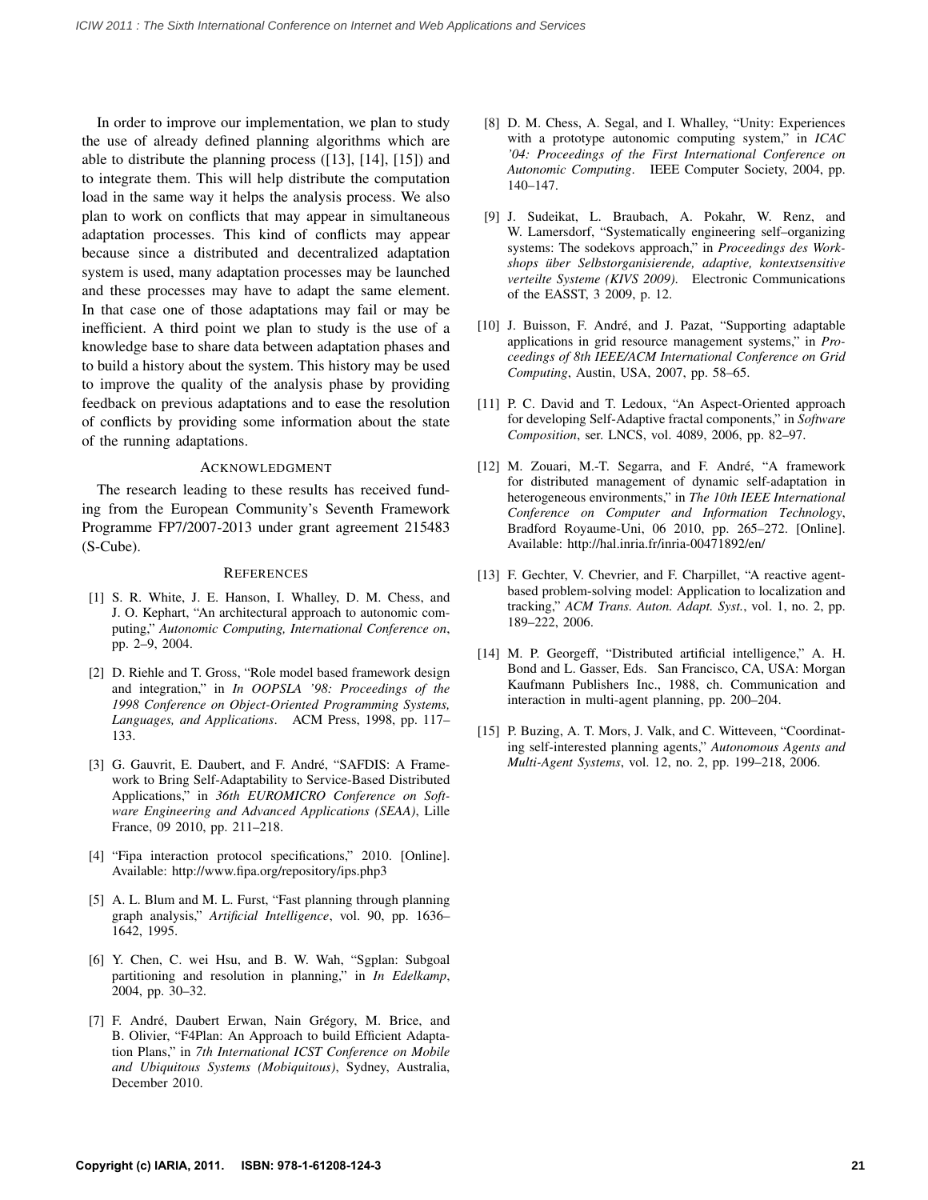In order to improve our implementation, we plan to study the use of already defined planning algorithms which are able to distribute the planning process ([13], [14], [15]) and to integrate them. This will help distribute the computation load in the same way it helps the analysis process. We also plan to work on conflicts that may appear in simultaneous adaptation processes. This kind of conflicts may appear because since a distributed and decentralized adaptation system is used, many adaptation processes may be launched and these processes may have to adapt the same element. In that case one of those adaptations may fail or may be inefficient. A third point we plan to study is the use of a knowledge base to share data between adaptation phases and to build a history about the system. This history may be used to improve the quality of the analysis phase by providing feedback on previous adaptations and to ease the resolution of conflicts by providing some information about the state of the running adaptations.

## Acknowledgment

The research leading to these results has received funding from the European Community's Seventh Framework Programme FP7/2007-2013 under grant agreement 215483 (S-Cube).

## References

[1] S. R. White, J. E. Hanson, I. Whalley, D. M. Chess, and J. O. Kephart, "An architectural approach to autonomic computing," *Autonomic Computing, International Conference on*, pp. 2–9, 2004.

[2] D. Riehle and T. Gross, "Role model based framework design and integration," in *In OOPSLA '98: Proceedings of the 1998 Conference on Object-Oriented Programming Systems, Languages, and Applications*. ACM Press, 1998, pp. 117–133.

[3] G. Gauvrit, E. Daubert, and F. André, "SAFDIS: A Framework to Bring Self-Adaptability to Service-Based Distributed Applications," in *36th EUROMICRO Conference on Software Engineering and Advanced Applications (SEAA)*, Lille France, 09 2010, pp. 211–218.

[4] "Fipa interaction protocol specifications," 2010. [Online]. Available: http://www.fipa.org/repository/ips.php3

[5] A. L. Blum and M. L. Furst, "Fast planning through planning graph analysis," *Artificial Intelligence*, vol. 90, pp. 1636–1642, 1995.

[6] Y. Chen, C. wei Hsu, and B. W. Wah, "Sgplan: Subgoal partitioning and resolution in planning," in *In Edelkamp*, 2004, pp. 30–32.

[7] F. André, Daubert Erwan, Nain Grégory, M. Brice, and B. Olivier, "F4Plan: An Approach to build Efficient Adaptation Plans," in *7th International ICST Conference on Mobile and Ubiquitous Systems (Mobiquitous)*, Sydney, Australia, December 2010.

[8] D. M. Chess, A. Segal, and I. Whalley, "Unity: Experiences with a prototype autonomic computing system," in *ICAC '04: Proceedings of the First International Conference on Autonomic Computing*. IEEE Computer Society, 2004, pp. 140–147.

[9] J. Sudeikat, L. Braubach, A. Pokahr, W. Renz, and W. Lamersdorf, "Systematically engineering self–organizing systems: The sodekovs approach," in *Proceedings des Workshops über Selbstorganisierende, adaptive, kontextsensitive verteilte Systeme (KIVS 2009)*. Electronic Communications of the EASST, 3 2009, p. 12.

[10] J. Buisson, F. André, and J. Pazat, "Supporting adaptable applications in grid resource management systems," in *Proceedings of 8th IEEE/ACM International Conference on Grid Computing*, Austin, USA, 2007, pp. 58–65.

[11] P. C. David and T. Ledoux, "An Aspect-Oriented approach for developing Self-Adaptive fractal components," in *Software Composition*, ser. LNCS, vol. 4089, 2006, pp. 82–97.

[12] M. Zouari, M.-T. Segarra, and F. André, "A framework for distributed management of dynamic self-adaptation in heterogeneous environments," in *The 10th IEEE International Conference on Computer and Information Technology*, Bradford Royaume-Uni, 06 2010, pp. 265–272. [Online]. Available: http://hal.inria.fr/inria-00471892/en/

[13] F. Gechter, V. Chevrier, and F. Charpillet, "A reactive agent-based problem-solving model: Application to localization and tracking," *ACM Trans. Auton. Adapt. Syst.*, vol. 1, no. 2, pp. 189–222, 2006.

[14] M. P. Georgeff, "Distributed artificial intelligence," A. H. Bond and L. Gasser, Eds. San Francisco, CA, USA: Morgan Kaufmann Publishers Inc., 1988, ch. Communication and interaction in multi-agent planning, pp. 200–204.

[15] P. Buzing, A. T. Mors, J. Valk, and C. Witteveen, "Coordinating self-interested planning agents," *Autonomous Agents and Multi-Agent Systems*, vol. 12, no. 2, pp. 199–218, 2006.